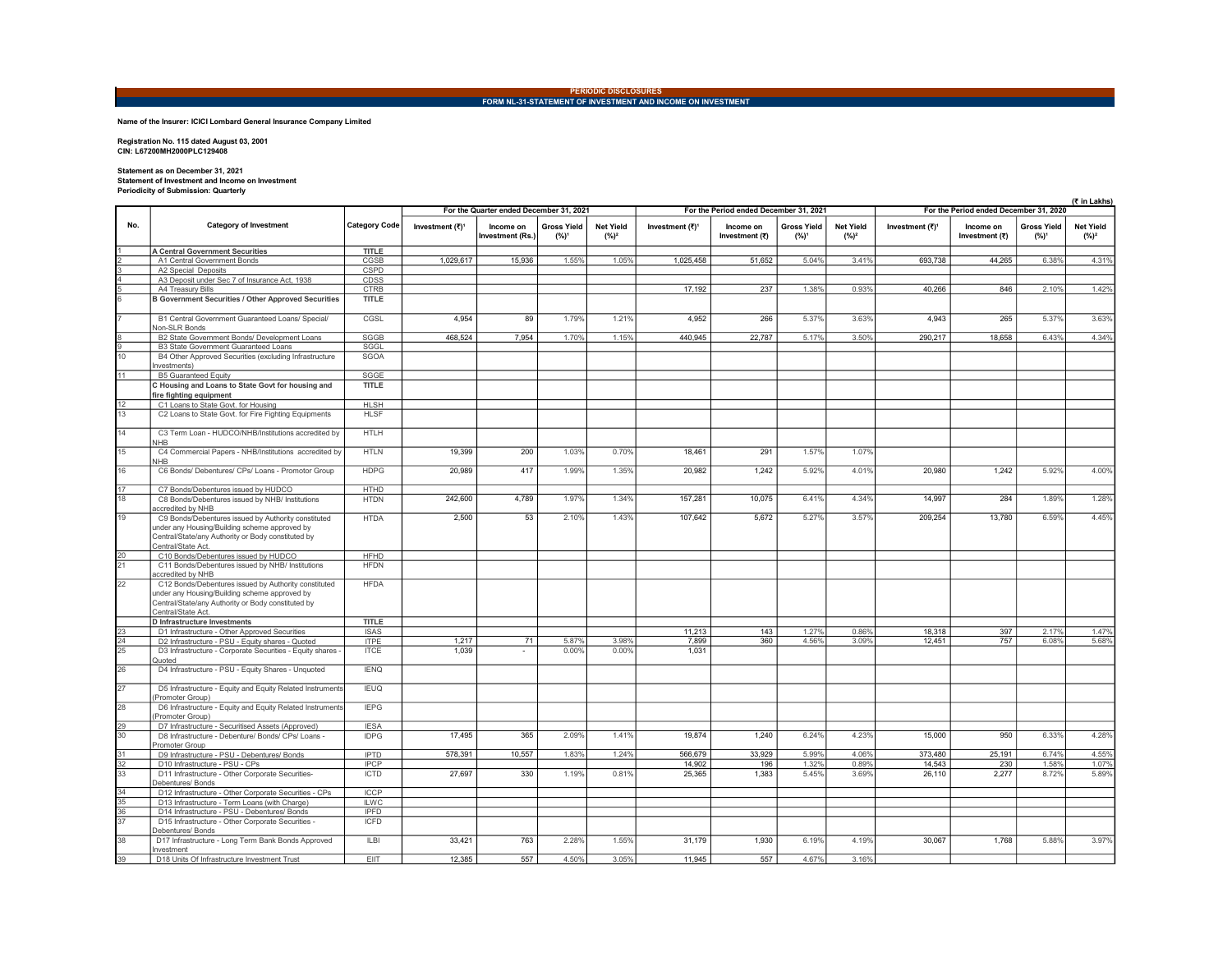PERIODIC DISCLOSURES

FORM NL-31-STATEMENT OF INVESTMENT AND INCOME ON INVESTMENT

**Name of the Insurer: ICICI Lombard General Insurance Company Limited**

**Registration No. 115 dated August 03, 2001**
**CIN: L67200MH2000PLC129408**

**Statement as on December 31, 2021**
**Statement of Investment and Income on Investment**
**Periodicity of Submission: Quarterly**

(₹ in Lakhs)

| No. | Category of Investment | Category Code | For the Quarter ended December 31, 2021 | | | | For the Period ended December 31, 2021 | | | | For the Period ended December 31, 2020 | | | |
|---|---|---|---|---|---|---|---|---|---|---|---|---|---|---|
| | | | Investment (₹)[1] | Income on Investment (Rs.) | Gross Yield (%)[1] | Net Yield (%)[2] | Investment (₹)[1] | Income on Investment (₹) | Gross Yield (%)[1] | Net Yield (%)[2] | Investment (₹)[1] | Income on Investment (₹) | Gross Yield (%)[1] | Net Yield (%)[2] |
| 1 | A Central Government Securities | TITLE | | | | | | | | | | | | |
| 2 | A1 Central Government Bonds | CGSB | 1,029,617 | 15,936 | 1.55% | 1.05% | 1,025,458 | 51,652 | 5.04% | 3.41% | 693,738 | 44,265 | 6.38% | 4.31% |
| 3 | A2 Special Deposits | CSPD | | | | | | | | | | | | |
| 4 | A3 Deposit under Sec 7 of Insurance Act, 1938 | CDSS | | | | | | | | | | | | |
| 5 | A4 Treasury Bills | CTRB | | | | | 17,192 | 237 | 1.38% | 0.93% | 40,266 | 846 | 2.10% | 1.42% |
| 6 | B Government Securities / Other Approved Securities | TITLE | | | | | | | | | | | | |
| 7 | B1 Central Government Guaranteed Loans/ Special/ Non-SLR Bonds | CGSL | 4,954 | 89 | 1.79% | 1.21% | 4,952 | 266 | 5.37% | 3.63% | 4,943 | 265 | 5.37% | 3.63% |
| 8 | B2 State Government Bonds/ Development Loans | SGGB | 468,524 | 7,954 | 1.70% | 1.15% | 440,945 | 22,787 | 5.17% | 3.50% | 290,217 | 18,658 | 6.43% | 4.34% |
| 9 | B3 State Government Guaranteed Loans | SGGL | | | | | | | | | | | | |
| 10 | B4 Other Approved Securities (excluding Infrastructure Investments) | SGOA | | | | | | | | | | | | |
| 11 | B5 Guaranteed Equity | SGGE | | | | | | | | | | | | |
| | C Housing and Loans to State Govt for housing and fire fighting equipment | TITLE | | | | | | | | | | | | |
| 12 | C1 Loans to State Govt. for Housing | HLSH | | | | | | | | | | | | |
| 13 | C2 Loans to State Govt. for Fire Fighting Equipments | HLSF | | | | | | | | | | | | |
| 14 | C3 Term Loan - HUDCO/NHB/Institutions accredited by NHB | HTLH | | | | | | | | | | | | |
| 15 | C4 Commercial Papers - NHB/Institutions accredited by NHB | HTLN | 19,399 | 200 | 1.03% | 0.70% | 18,461 | 291 | 1.57% | 1.07% | | | | |
| 16 | C6 Bonds/ Debentures/ CPs/ Loans - Promotor Group | HDPG | 20,989 | 417 | 1.99% | 1.35% | 20,982 | 1,242 | 5.92% | 4.01% | 20,980 | 1,242 | 5.92% | 4.00% |
| 17 | C7 Bonds/Debentures issued by HUDCO | HTHD | | | | | | | | | | | | |
| 18 | C8 Bonds/Debentures issued by NHB/ Institutions accredited by NHB | HTDN | 242,600 | 4,789 | 1.97% | 1.34% | 157,281 | 10,075 | 6.41% | 4.34% | 14,997 | 284 | 1.89% | 1.28% |
| 19 | C9 Bonds/Debentures issued by Authority constituted under any Housing/Building scheme approved by Central/State/any Authority or Body constituted by Central/State Act. | HTDA | 2,500 | 53 | 2.10% | 1.43% | 107,642 | 5,672 | 5.27% | 3.57% | 209,254 | 13,780 | 6.59% | 4.45% |
| 20 | C10 Bonds/Debentures issued by HUDCO | HFHD | | | | | | | | | | | | |
| 21 | C11 Bonds/Debentures issued by NHB/ Institutions accredited by NHB | HFDN | | | | | | | | | | | | |
| 22 | C12 Bonds/Debentures issued by Authority constituted under any Housing/Building scheme approved by Central/State/any Authority or Body constituted by Central/State Act. | HFDA | | | | | | | | | | | | |
| | D Infrastructure Investments | TITLE | | | | | | | | | | | | |
| 23 | D1 Infrastructure - Other Approved Securities | ISAS | | | | | 11,213 | 143 | 1.27% | 0.86% | 18,318 | 397 | 2.17% | 1.47% |
| 24 | D2 Infrastructure - PSU - Equity shares - Quoted | ITPE | 1,217 | 71 | 5.87% | 3.98% | 7,899 | 360 | 4.56% | 3.09% | 12,451 | 757 | 6.08% | 5.68% |
| 25 | D3 Infrastructure - Corporate Securities - Equity shares - Quoted | ITCE | 1,039 | - | 0.00% | 0.00% | 1,031 | | | | | | | |
| 26 | D4 Infrastructure - PSU - Equity Shares - Unquoted | IENQ | | | | | | | | | | | | |
| 27 | D5 Infrastructure - Equity and Equity Related Instruments (Promoter Group) | IEUQ | | | | | | | | | | | | |
| 28 | D6 Infrastructure - Equity and Equity Related Instruments (Promoter Group) | IEPG | | | | | | | | | | | | |
| 29 | D7 Infrastructure - Securitised Assets (Approved) | IESA | | | | | | | | | | | | |
| 30 | D8 Infrastructure - Debenture/ Bonds/ CPs/ Loans - Promoter Group | IDPG | 17,495 | 365 | 2.09% | 1.41% | 19,874 | 1,240 | 6.24% | 4.23% | 15,000 | 950 | 6.33% | 4.28% |
| 31 | D9 Infrastructure - PSU - Debentures/ Bonds | IPTD | 578,391 | 10,557 | 1.83% | 1.24% | 566,679 | 33,929 | 5.99% | 4.06% | 373,480 | 25,191 | 6.74% | 4.55% |
| 32 | D10 Infrastructure - PSU - CPs | IPCP | | | | | 14,902 | 196 | 1.32% | 0.89% | 14,543 | 230 | 1.58% | 1.07% |
| 33 | D11 Infrastructure - Other Corporate Securities-Debentures/ Bonds | ICTD | 27,697 | 330 | 1.19% | 0.81% | 25,365 | 1,383 | 5.45% | 3.69% | 26,110 | 2,277 | 8.72% | 5.89% |
| 34 | D12 Infrastructure - Other Corporate Securities - CPs | ICCP | | | | | | | | | | | | |
| 35 | D13 Infrastructure - Term Loans (with Charge) | ILWC | | | | | | | | | | | | |
| 36 | D14 Infrastructure - PSU - Debentures/ Bonds | IPFD | | | | | | | | | | | | |
| 37 | D15 Infrastructure - Other Corporate Securities - Debentures/ Bonds | ICFD | | | | | | | | | | | | |
| 38 | D17 Infrastructure - Long Term Bank Bonds Approved Investment | ILBI | 33,421 | 763 | 2.28% | 1.55% | 31,179 | 1,930 | 6.19% | 4.19% | 30,067 | 1,768 | 5.88% | 3.97% |
| 39 | D18 Units Of Infrastructure Investment Trust | EIIT | 12,385 | 557 | 4.50% | 3.05% | 11,945 | 557 | 4.67% | 3.16% | | | | |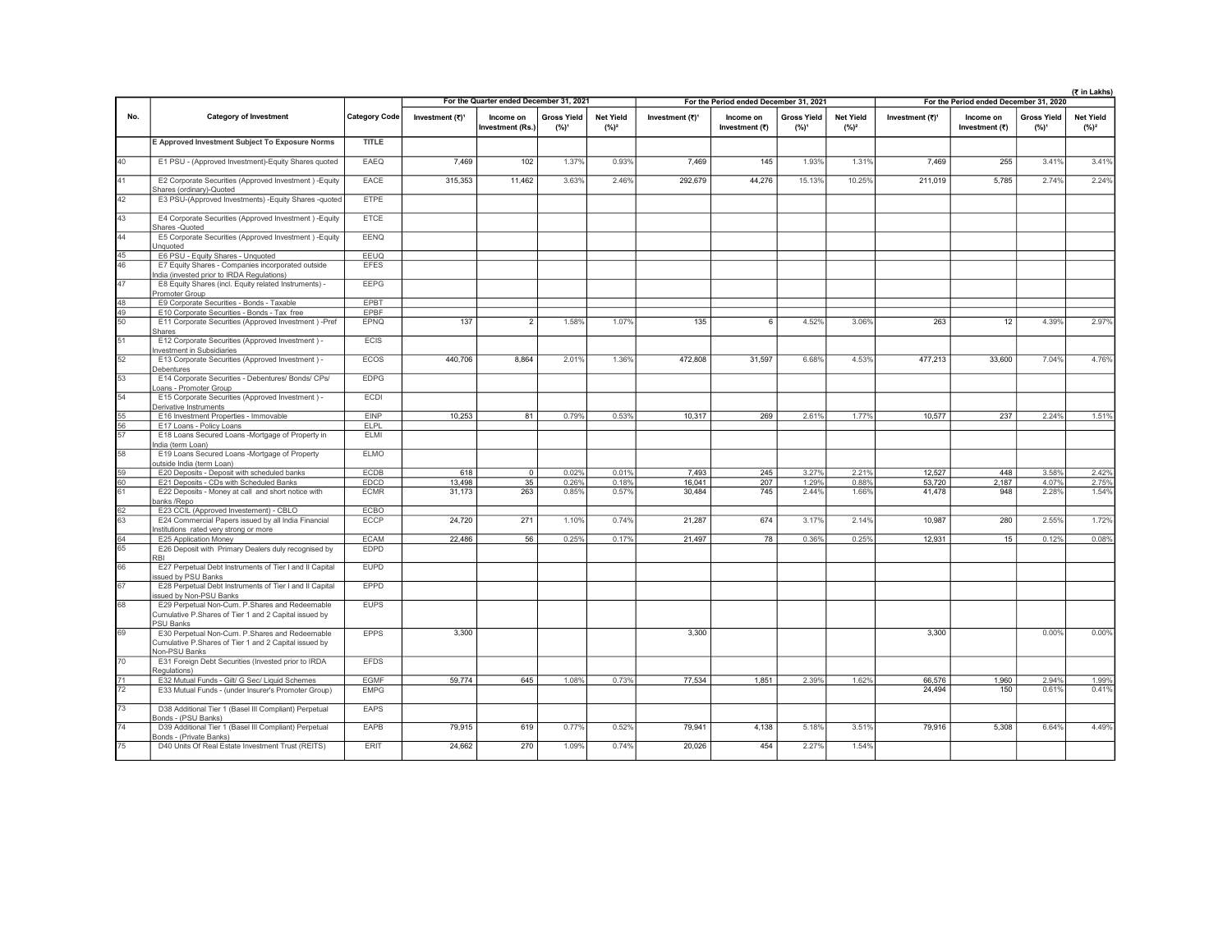(₹ in Lakhs)

| No. | Category of Investment | Category Code | For the Quarter ended December 31, 2021 | | | | For the Period ended December 31, 2021 | | | | For the Period ended December 31, 2020 | | | |
|---|---|---|---|---|---|---|---|---|---|---|---|---|---|---|
| | | | Investment (₹)[1] | Income on Investment (Rs.) | Gross Yield (%)[1] | Net Yield (%)[2] | Investment (₹)[1] | Income on Investment (₹) | Gross Yield (%)[1] | Net Yield (%)[2] | Investment (₹)[1] | Income on Investment (₹) | Gross Yield (%)[1] | Net Yield (%)[2] |
| | E Approved Investment Subject To Exposure Norms | TITLE | | | | | | | | | | | | |
| 40 | E1 PSU - (Approved Investment)-Equity Shares quoted | EAEQ | 7,469 | 102 | 1.37% | 0.93% | 7,469 | 145 | 1.93% | 1.31% | 7,469 | 255 | 3.41% | 3.41% |
| 41 | E2 Corporate Securities (Approved Investment ) -Equity Shares (ordinary)-Quoted | EACE | 315,353 | 11,462 | 3.63% | 2.46% | 292,679 | 44,276 | 15.13% | 10.25% | 211,019 | 5,785 | 2.74% | 2.24% |
| 42 | E3 PSU-(Approved Investments) -Equity Shares -quoted | ETPE | | | | | | | | | | | | |
| 43 | E4 Corporate Securities (Approved Investment ) -Equity Shares -Quoted | ETCE | | | | | | | | | | | | |
| 44 | E5 Corporate Securities (Approved Investment ) -Equity Unquoted | EENQ | | | | | | | | | | | | |
| 45 | E6 PSU - Equity Shares - Unquoted | EEUQ | | | | | | | | | | | | |
| 46 | E7 Equity Shares - Companies incorporated outside India (invested prior to IRDA Regulations) | EFES | | | | | | | | | | | | |
| 47 | E8 Equity Shares (incl. Equity related Instruments) - Promoter Group | EEPG | | | | | | | | | | | | |
| 48 | E9 Corporate Securities - Bonds - Taxable | EPBT | | | | | | | | | | | | |
| 49 | E10 Corporate Securities - Bonds - Tax free | EPBF | | | | | | | | | | | | |
| 50 | E11 Corporate Securities (Approved Investment ) -Pref Shares | EPNQ | 137 | 2 | 1.58% | 1.07% | 135 | 6 | 4.52% | 3.06% | 263 | 12 | 4.39% | 2.97% |
| 51 | E12 Corporate Securities (Approved Investment ) -Investment in Subsidiaries | ECIS | | | | | | | | | | | | |
| 52 | E13 Corporate Securities (Approved Investment ) -Debentures | ECOS | 440,706 | 8,864 | 2.01% | 1.36% | 472,808 | 31,597 | 6.68% | 4.53% | 477,213 | 33,600 | 7.04% | 4.76% |
| 53 | E14 Corporate Securities - Debentures/ Bonds/ CPs/ Loans - Promoter Group | EDPG | | | | | | | | | | | | |
| 54 | E15 Corporate Securities (Approved Investment ) -Derivative Instruments | ECDI | | | | | | | | | | | | |
| 55 | E16 Investment Properties - Immovable | EINP | 10,253 | 81 | 0.79% | 0.53% | 10,317 | 269 | 2.61% | 1.77% | 10,577 | 237 | 2.24% | 1.51% |
| 56 | E17 Loans - Policy Loans | ELPL | | | | | | | | | | | | |
| 57 | E18 Loans Secured Loans -Mortgage of Property in India (term Loan) | ELMI | | | | | | | | | | | | |
| 58 | E19 Loans Secured Loans -Mortgage of Property outside India (term Loan) | ELMO | | | | | | | | | | | | |
| 59 | E20 Deposits - Deposit with scheduled banks | ECDB | 618 | 0 | 0.02% | 0.01% | 7,493 | 245 | 3.27% | 2.21% | 12,527 | 448 | 3.58% | 2.42% |
| 60 | E21 Deposits - CDs with Scheduled Banks | EDCD | 13,498 | 35 | 0.26% | 0.18% | 16,041 | 207 | 1.29% | 0.88% | 53,720 | 2,187 | 4.07% | 2.75% |
| 61 | E22 Deposits - Money at call and short notice with banks /Repo | ECMR | 31,173 | 263 | 0.85% | 0.57% | 30,484 | 745 | 2.44% | 1.66% | 41,478 | 948 | 2.28% | 1.54% |
| 62 | E23 CCIL (Approved Investement) - CBLO | ECBO | | | | | | | | | | | | |
| 63 | E24 Commercial Papers issued by all India Financial Institutions rated very strong or more | ECCP | 24,720 | 271 | 1.10% | 0.74% | 21,287 | 674 | 3.17% | 2.14% | 10,987 | 280 | 2.55% | 1.72% |
| 64 | E25 Application Money | ECAM | 22,486 | 56 | 0.25% | 0.17% | 21,497 | 78 | 0.36% | 0.25% | 12,931 | 15 | 0.12% | 0.08% |
| 65 | E26 Deposit with Primary Dealers duly recognised by RBI | EDPD | | | | | | | | | | | | |
| 66 | E27 Perpetual Debt Instruments of Tier I and II Capital issued by PSU Banks | EUPD | | | | | | | | | | | | |
| 67 | E28 Perpetual Debt Instruments of Tier I and II Capital issued by Non-PSU Banks | EPPD | | | | | | | | | | | | |
| 68 | E29 Perpetual Non-Cum. P.Shares and Redeemable Cumulative P.Shares of Tier 1 and 2 Capital issued by PSU Banks | EUPS | | | | | | | | | | | | |
| 69 | E30 Perpetual Non-Cum. P.Shares and Redeemable Cumulative P.Shares of Tier 1 and 2 Capital issued by Non-PSU Banks | EPPS | 3,300 | | | | 3,300 | | | | 3,300 | | 0.00% | 0.00% |
| 70 | E31 Foreign Debt Securities (Invested prior to IRDA Regulations) | EFDS | | | | | | | | | | | | |
| 71 | E32 Mutual Funds - Gilt/ G Sec/ Liquid Schemes | EGMF | 59,774 | 645 | 1.08% | 0.73% | 77,534 | 1,851 | 2.39% | 1.62% | 66,576 | 1,960 | 2.94% | 1.99% |
| 72 | E33 Mutual Funds - (under Insurer's Promoter Group) | EMPG | | | | | | | | | 24,494 | 150 | 0.61% | 0.41% |
| 73 | D38 Additional Tier 1 (Basel III Compliant) Perpetual Bonds - (PSU Banks) | EAPS | | | | | | | | | | | | |
| 74 | D39 Additional Tier 1 (Basel III Compliant) Perpetual Bonds - (Private Banks) | EAPB | 79,915 | 619 | 0.77% | 0.52% | 79,941 | 4,138 | 5.18% | 3.51% | 79,916 | 5,308 | 6.64% | 4.49% |
| 75 | D40 Units Of Real Estate Investment Trust (REITS) | ERIT | 24,662 | 270 | 1.09% | 0.74% | 20,026 | 454 | 2.27% | 1.54% | | | | |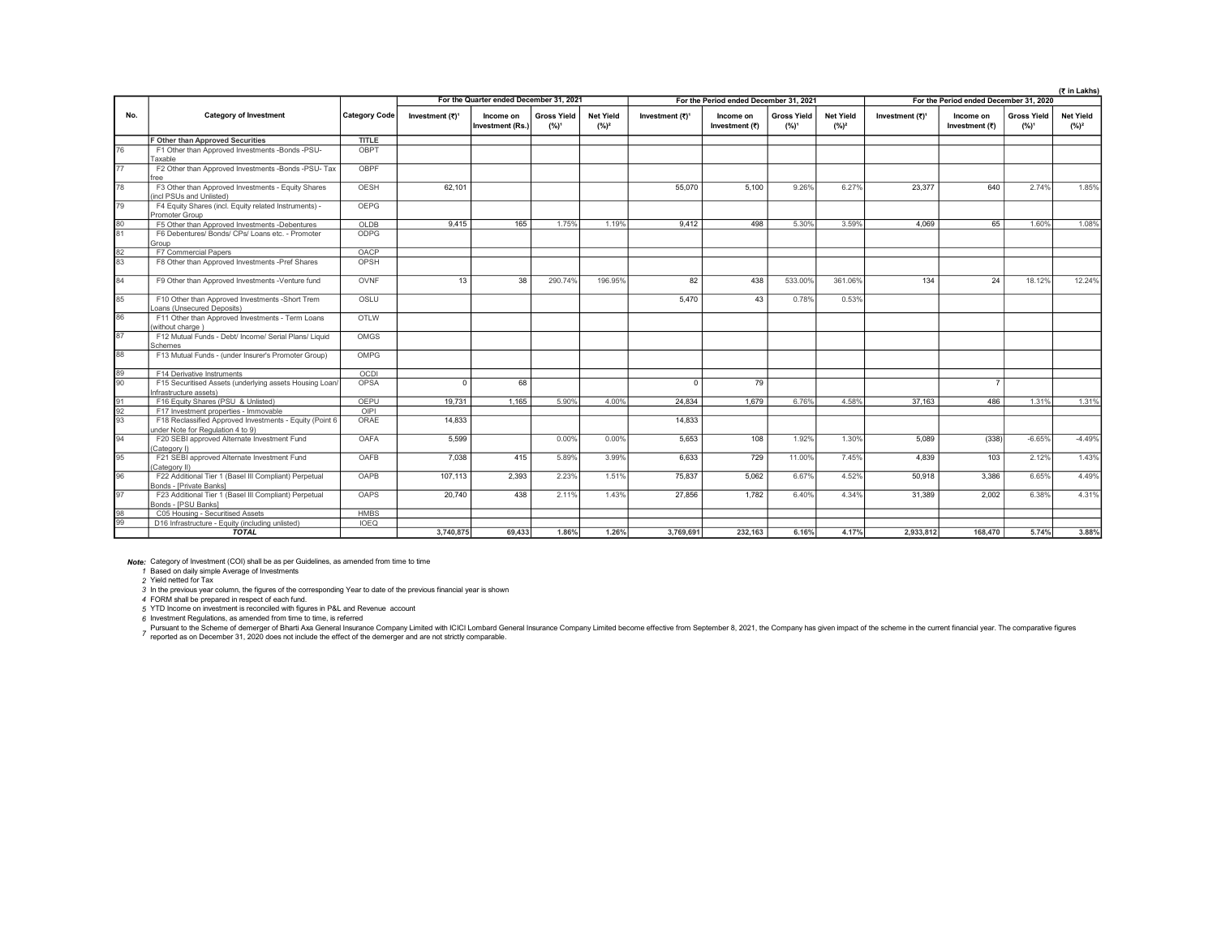(₹ in Lakhs)

| No. | Category of Investment | Category Code | For the Quarter ended December 31, 2021 | | | | For the Period ended December 31, 2021 | | | | For the Period ended December 31, 2020 | | | |
|---|---|---|---|---|---|---|---|---|---|---|---|---|---|---|
| | | | Investment (₹)[1] | Income on Investment (Rs.) | Gross Yield (%)[1] | Net Yield (%)[2] | Investment (₹)[1] | Income on Investment (₹) | Gross Yield (%)[1] | Net Yield (%)[2] | Investment (₹)[1] | Income on Investment (₹) | Gross Yield (%)[1] | Net Yield (%)[2] |
| | **F Other than Approved Securities** | TITLE | | | | | | | | | | | | |
| 76 | F1 Other than Approved Investments -Bonds -PSU- Taxable | OBPT | | | | | | | | | | | | |
| 77 | F2 Other than Approved Investments -Bonds -PSU- Tax free | OBPF | | | | | | | | | | | | |
| 78 | F3 Other than Approved Investments - Equity Shares (incl PSUs and Unlisted) | OESH | 62,101 | | | | 55,070 | 5,100 | 9.26% | 6.27% | 23,377 | 640 | 2.74% | 1.85% |
| 79 | F4 Equity Shares (incl. Equity related Instruments) - Promoter Group | OEPG | | | | | | | | | | | | |
| 80 | F5 Other than Approved Investments -Debentures | OLDB | 9,415 | 165 | 1.75% | 1.19% | 9,412 | 498 | 5.30% | 3.59% | 4,069 | 65 | 1.60% | 1.08% |
| 81 | F6 Debentures/ Bonds/ CPs/ Loans etc. - Promoter Group | ODPG | | | | | | | | | | | | |
| 82 | F7 Commercial Papers | OACP | | | | | | | | | | | | |
| 83 | F8 Other than Approved Investments -Pref Shares | OPSH | | | | | | | | | | | | |
| 84 | F9 Other than Approved Investments -Venture fund | OVNF | 13 | 38 | 290.74% | 196.95% | 82 | 438 | 533.00% | 361.06% | 134 | 24 | 18.12% | 12.24% |
| 85 | F10 Other than Approved Investments -Short Trem Loans (Unsecured Deposits) | OSLU | | | | | 5,470 | 43 | 0.78% | 0.53% | | | | |
| 86 | F11 Other than Approved Investments - Term Loans (without charge ) | OTLW | | | | | | | | | | | | |
| 87 | F12 Mutual Funds - Debt/ Income/ Serial Plans/ Liquid Schemes | OMGS | | | | | | | | | | | | |
| 88 | F13 Mutual Funds - (under Insurer's Promoter Group) | OMPG | | | | | | | | | | | | |
| 89 | F14 Derivative Instruments | OCDI | | | | | | | | | | | | |
| 90 | F15 Securitised Assets (underlying assets Housing Loan/ Infrastructure assets) | OPSA | 0 | 68 | | | 0 | 79 | | | | 7 | | |
| 91 | F16 Equity Shares (PSU & Unlisted) | OEPU | 19,731 | 1,165 | 5.90% | 4.00% | 24,834 | 1,679 | 6.76% | 4.58% | 37,163 | 486 | 1.31% | 1.31% |
| 92 | F17 Investment properties - Immovable | OIPI | | | | | | | | | | | | |
| 93 | F18 Reclassified Approved Investments - Equity (Point 6 under Note for Regulation 4 to 9) | ORAE | 14,833 | | | | 14,833 | | | | | | | |
| 94 | F20 SEBI approved Alternate Investment Fund (Category I) | OAFA | 5,599 | | 0.00% | 0.00% | 5,653 | 108 | 1.92% | 1.30% | 5,089 | (338) | -6.65% | -4.49% |
| 95 | F21 SEBI approved Alternate Investment Fund (Category II) | OAFB | 7,038 | 415 | 5.89% | 3.99% | 6,633 | 729 | 11.00% | 7.45% | 4,839 | 103 | 2.12% | 1.43% |
| 96 | F22 Additional Tier 1 (Basel III Compliant) Perpetual Bonds - [Private Banks] | OAPB | 107,113 | 2,393 | 2.23% | 1.51% | 75,837 | 5,062 | 6.67% | 4.52% | 50,918 | 3,386 | 6.65% | 4.49% |
| 97 | F23 Additional Tier 1 (Basel III Compliant) Perpetual Bonds - [PSU Banks] | OAPS | 20,740 | 438 | 2.11% | 1.43% | 27,856 | 1,782 | 6.40% | 4.34% | 31,389 | 2,002 | 6.38% | 4.31% |
| 98 | C05 Housing - Securitised Assets | HMBS | | | | | | | | | | | | |
| 99 | D16 Infrastructure - Equity (including unlisted) | IOEQ | | | | | | | | | | | | |
| | ***TOTAL*** | | **3,740,875** | **69,433** | **1.86%** | **1.26%** | **3,769,691** | **232,163** | **6.16%** | **4.17%** | **2,933,812** | **168,470** | **5.74%** | **3.88%** |

***Note:*** Category of Investment (COI) shall be as per Guidelines, as amended from time to time

1. Based on daily simple Average of Investments
2. Yield netted for Tax
3. In the previous year column, the figures of the corresponding Year to date of the previous financial year is shown
4. FORM shall be prepared in respect of each fund.
5. YTD Income on investment is reconciled with figures in P&L and Revenue account
6. Investment Regulations, as amended from time to time, is referred
7. Pursuant to the Scheme of demerger of Bharti Axa General Insurance Company Limited with ICICI Lombard General Insurance Company Limited become effective from September 8, 2021, the Company has given impact of the scheme in the current financial year. The comparative figures reported as on December 31, 2020 does not include the effect of the demerger and are not strictly comparable.